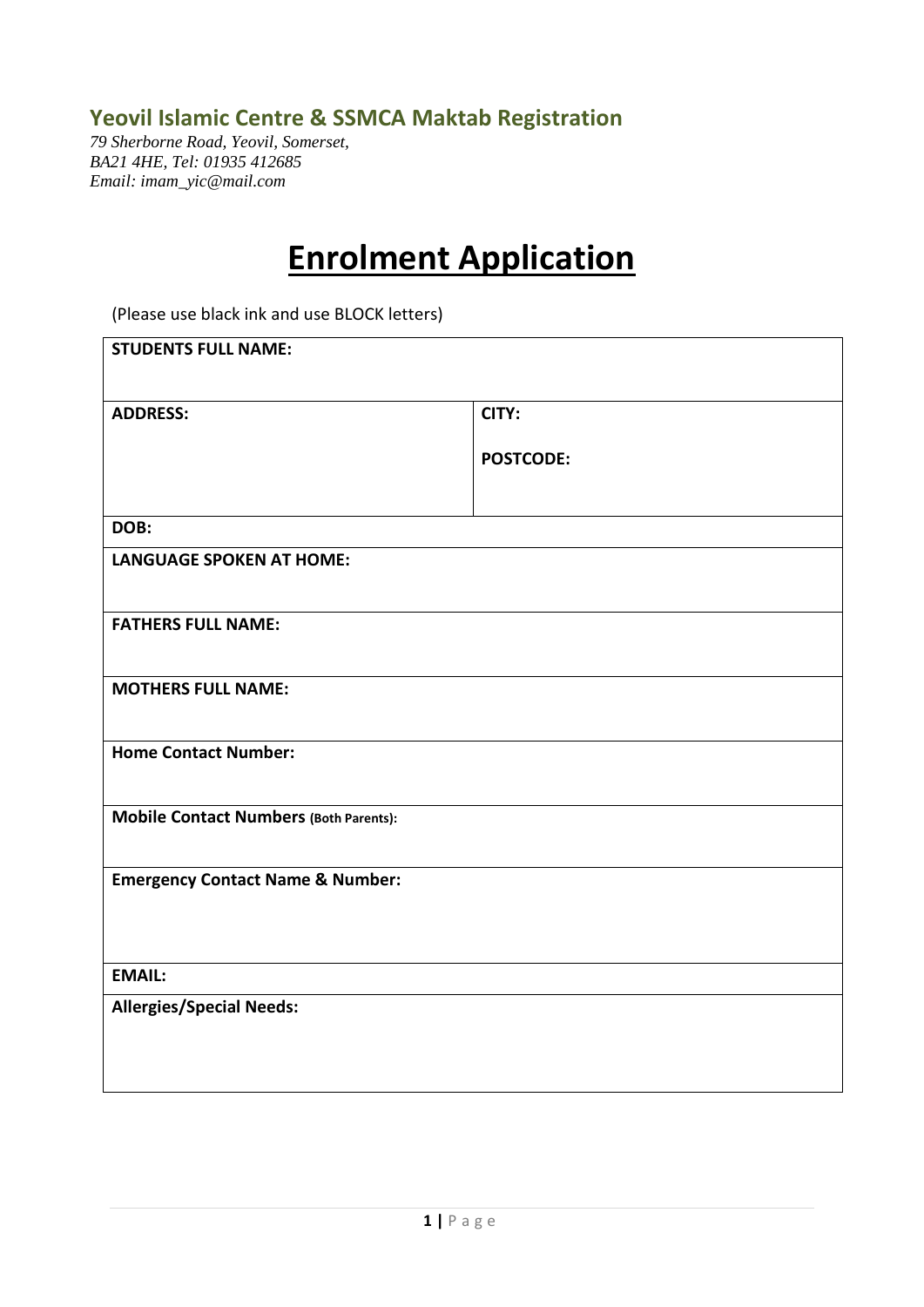## Yeovil Islamic Centre & SSMCA Maktab Registration

*79 Sherborne Road, Yeovil, Somerset,*
*BA21 4HE, Tel: 01935 412685*
*Email: imam_yic@mail.com*

# Enrolment Application

(Please use black ink and use BLOCK letters)

| **STUDENTS FULL NAME:** | |
|---|---|
| **ADDRESS:** | **CITY:**<br><br>**POSTCODE:** |
| **DOB:** | |
| **LANGUAGE SPOKEN AT HOME:** | |
| **FATHERS FULL NAME:** | |
| **MOTHERS FULL NAME:** | |
| **Home Contact Number:** | |
| **Mobile Contact Numbers (Both Parents):** | |
| **Emergency Contact Name & Number:** | |
| **EMAIL:** | |
| **Allergies/Special Needs:** | |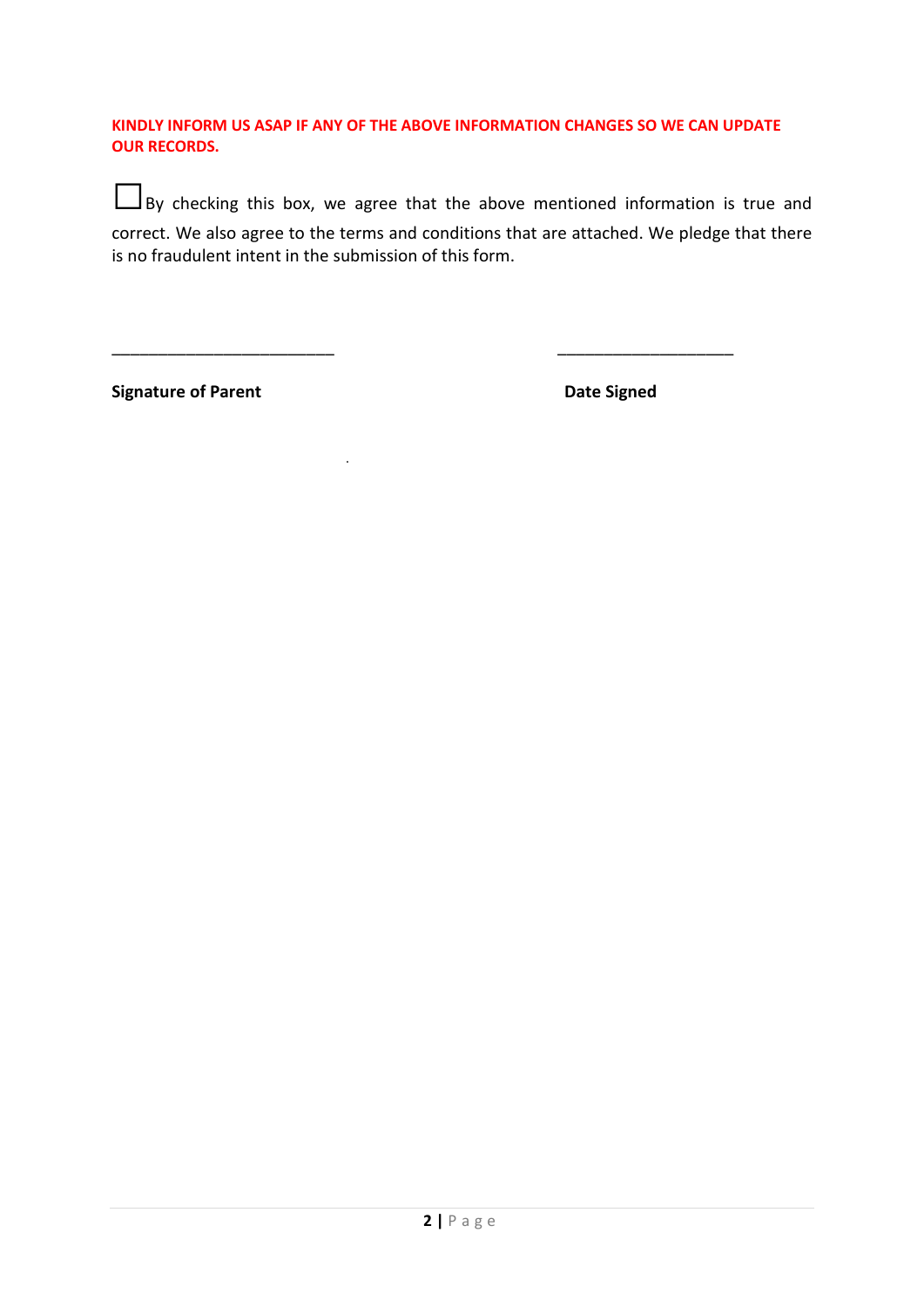**KINDLY INFORM US ASAP IF ANY OF THE ABOVE INFORMATION CHANGES SO WE CAN UPDATE OUR RECORDS.**

☐ By checking this box, we agree that the above mentioned information is true and correct. We also agree to the terms and conditions that are attached. We pledge that there is no fraudulent intent in the submission of this form.

_________________________                                        ____________________

**Signature of Parent**                                                    **Date Signed**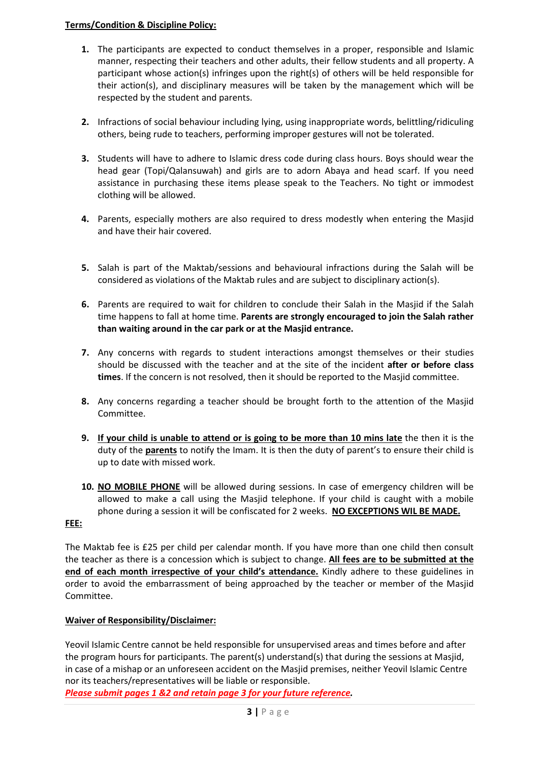**Terms/Condition & Discipline Policy:**

1. The participants are expected to conduct themselves in a proper, responsible and Islamic manner, respecting their teachers and other adults, their fellow students and all property. A participant whose action(s) infringes upon the right(s) of others will be held responsible for their action(s), and disciplinary measures will be taken by the management which will be respected by the student and parents.

2. Infractions of social behaviour including lying, using inappropriate words, belittling/ridiculing others, being rude to teachers, performing improper gestures will not be tolerated.

3. Students will have to adhere to Islamic dress code during class hours. Boys should wear the head gear (Topi/Qalansuwah) and girls are to adorn Abaya and head scarf. If you need assistance in purchasing these items please speak to the Teachers. No tight or immodest clothing will be allowed.

4. Parents, especially mothers are also required to dress modestly when entering the Masjid and have their hair covered.

5. Salah is part of the Maktab/sessions and behavioural infractions during the Salah will be considered as violations of the Maktab rules and are subject to disciplinary action(s).

6. Parents are required to wait for children to conclude their Salah in the Masjid if the Salah time happens to fall at home time. **Parents are strongly encouraged to join the Salah rather than waiting around in the car park or at the Masjid entrance.**

7. Any concerns with regards to student interactions amongst themselves or their studies should be discussed with the teacher and at the site of the incident **after or before class times**. If the concern is not resolved, then it should be reported to the Masjid committee.

8. Any concerns regarding a teacher should be brought forth to the attention of the Masjid Committee.

9. **If your child is unable to attend or is going to be more than 10 mins late** the then it is the duty of the **parents** to notify the Imam. It is then the duty of parent's to ensure their child is up to date with missed work.

10. **NO MOBILE PHONE** will be allowed during sessions. In case of emergency children will be allowed to make a call using the Masjid telephone. If your child is caught with a mobile phone during a session it will be confiscated for 2 weeks. **NO EXCEPTIONS WIL BE MADE.**

**FEE:**

The Maktab fee is £25 per child per calendar month. If you have more than one child then consult the teacher as there is a concession which is subject to change. **All fees are to be submitted at the end of each month irrespective of your child's attendance.** Kindly adhere to these guidelines in order to avoid the embarrassment of being approached by the teacher or member of the Masjid Committee.

**Waiver of Responsibility/Disclaimer:**

Yeovil Islamic Centre cannot be held responsible for unsupervised areas and times before and after the program hours for participants. The parent(s) understand(s) that during the sessions at Masjid, in case of a mishap or an unforeseen accident on the Masjid premises, neither Yeovil Islamic Centre nor its teachers/representatives will be liable or responsible.

***Please submit pages 1 &2 and retain page 3 for your future reference.***